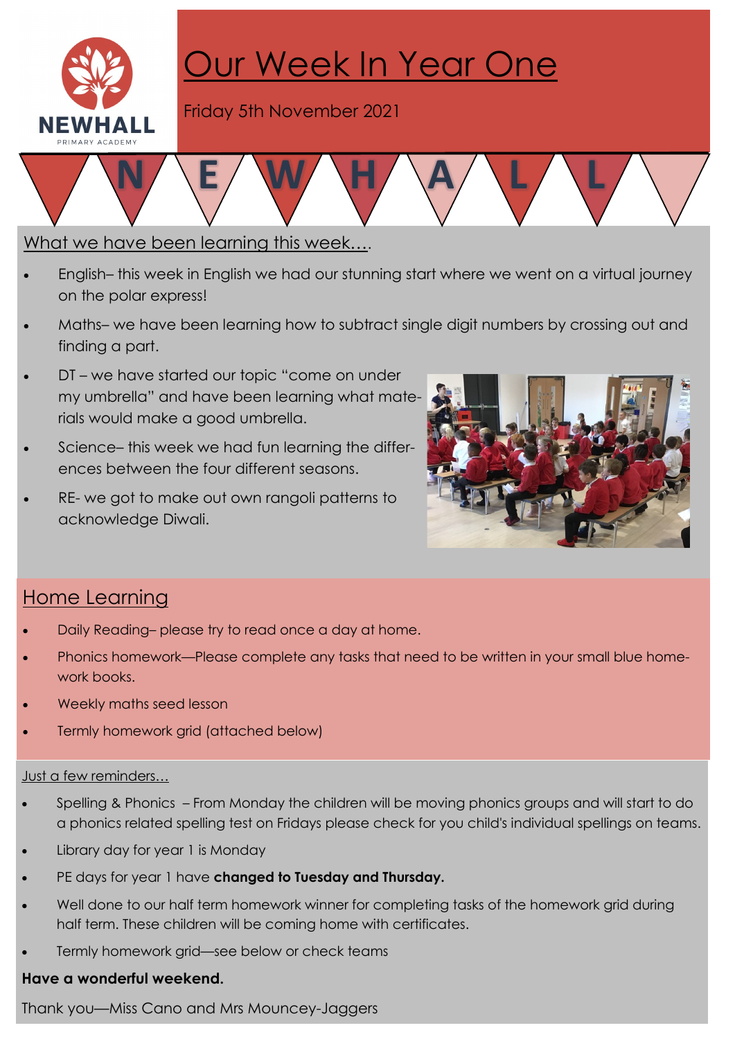NEWHALL
PRIMARY ACADEMY

# Our Week In Year One

Friday 5th November 2021

N E W H A L L

## What we have been learning this week….

- English– this week in English we had our stunning start where we went on a virtual journey on the polar express!
- Maths– we have been learning how to subtract single digit numbers by crossing out and finding a part.
- DT – we have started our topic "come on under my umbrella" and have been learning what materials would make a good umbrella.
- Science– this week we had fun learning the differences between the four different seasons.
- RE- we got to make out own rangoli patterns to acknowledge Diwali.

## Home Learning

- Daily Reading– please try to read once a day at home.
- Phonics homework—Please complete any tasks that need to be written in your small blue homework books.
- Weekly maths seed lesson
- Termly homework grid (attached below)

### Just a few reminders…

- Spelling & Phonics – From Monday the children will be moving phonics groups and will start to do a phonics related spelling test on Fridays please check for you child's individual spellings on teams.
- Library day for year 1 is Monday
- PE days for year 1 have **changed to Tuesday and Thursday.**
- Well done to our half term homework winner for completing tasks of the homework grid during half term. These children will be coming home with certificates.
- Termly homework grid—see below or check teams

**Have a wonderful weekend.**

Thank you—Miss Cano and Mrs Mouncey-Jaggers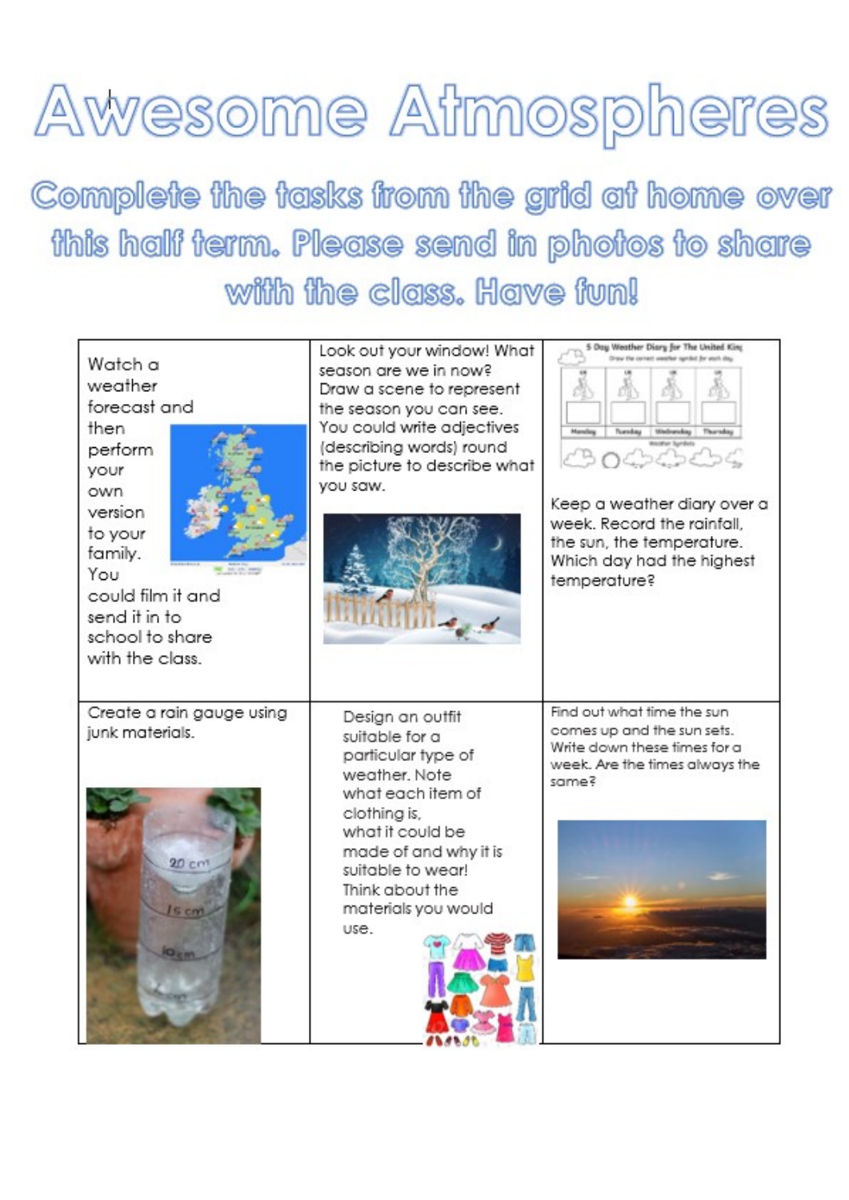# Awesome Atmospheres

## Complete the tasks from the grid at home over this half term. Please send in photos to share with the class. Have fun!

| | | |
|---|---|---|
| Watch a weather forecast and then perform your own version to your family. You could film it and send it in to school to share with the class. | Look out your window! What season are we in now? Draw a scene to represent the season you can see. You could write adjectives (describing words) round the picture to describe what you saw. | Keep a weather diary over a week. Record the rainfall, the sun, the temperature. Which day had the highest temperature? |
| Create a rain gauge using junk materials. | Design an outfit suitable for a particular type of weather. Note what each item of clothing is, what it could be made of and why it is suitable to wear! Think about the materials you would use. | Find out what time the sun comes up and the sun sets. Write down these times for a week. Are the times always the same? |